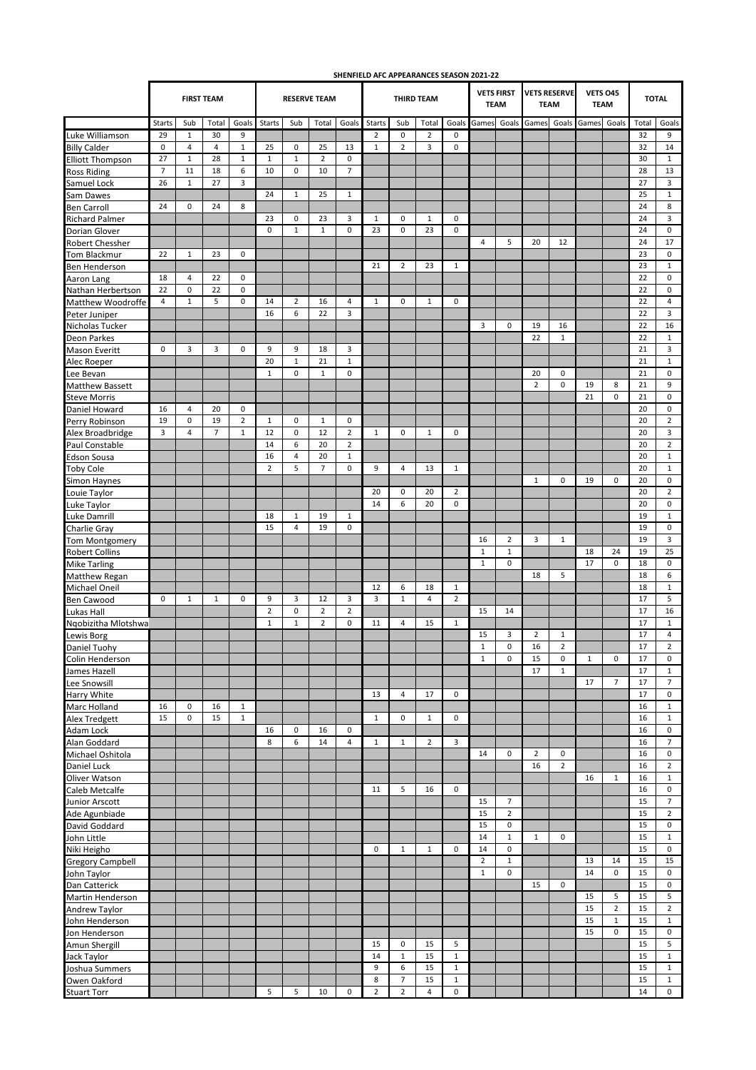# SHENFIELD AFC APPEARANCES SEASON 2021-22

| | FIRST TEAM | | | | RESERVE TEAM | | | | THIRD TEAM | | | | VETS FIRST TEAM | | VETS RESERVE TEAM | | VETS O45 TEAM | | TOTAL | |
|---|---|---|---|---|---|---|---|---|---|---|---|---|---|---|---|---|---|---|---|---|
| | Starts | Sub | Total | Goals | Starts | Sub | Total | Goals | Starts | Sub | Total | Goals | Games | Goals | Games | Goals | Games | Goals | Total | Goals |
| Luke Williamson | 29 | 1 | 30 | 9 | | | | | 2 | 0 | 2 | 0 | | | | | | | 32 | 9 |
| Billy Calder | 0 | 4 | 4 | 1 | 25 | 0 | 25 | 13 | 1 | 2 | 3 | 0 | | | | | | | 32 | 14 |
| Elliott Thompson | 27 | 1 | 28 | 1 | 1 | 1 | 2 | 0 | | | | | | | | | | | 30 | 1 |
| Ross Riding | 7 | 11 | 18 | 6 | 10 | 0 | 10 | 7 | | | | | | | | | | | 28 | 13 |
| Samuel Lock | 26 | 1 | 27 | 3 | | | | | | | | | | | | | | | 27 | 3 |
| Sam Dawes | | | | | 24 | 1 | 25 | 1 | | | | | | | | | | | 25 | 1 |
| Ben Carroll | 24 | 0 | 24 | 8 | | | | | | | | | | | | | | | 24 | 8 |
| Richard Palmer | | | | | 23 | 0 | 23 | 3 | 1 | 0 | 1 | 0 | | | | | | | 24 | 3 |
| Dorian Glover | | | | | 0 | 1 | 1 | 0 | 23 | 0 | 23 | 0 | | | | | | | 24 | 0 |
| Robert Chessher | | | | | | | | | | | | | 4 | 5 | 20 | 12 | | | 24 | 17 |
| Tom Blackmur | 22 | 1 | 23 | 0 | | | | | | | | | | | | | | | 23 | 0 |
| Ben Henderson | | | | | | | | | 21 | 2 | 23 | 1 | | | | | | | 23 | 1 |
| Aaron Lang | 18 | 4 | 22 | 0 | | | | | | | | | | | | | | | 22 | 0 |
| Nathan Herbertson | 22 | 0 | 22 | 0 | | | | | | | | | | | | | | | 22 | 0 |
| Matthew Woodroffe | 4 | 1 | 5 | 0 | 14 | 2 | 16 | 4 | 1 | 0 | 1 | 0 | | | | | | | 22 | 4 |
| Peter Juniper | | | | | 16 | 6 | 22 | 3 | | | | | | | | | | | 22 | 3 |
| Nicholas Tucker | | | | | | | | | | | | | 3 | 0 | 19 | 16 | | | 22 | 16 |
| Deon Parkes | | | | | | | | | | | | | | | 22 | 1 | | | 22 | 1 |
| Mason Everitt | 0 | 3 | 3 | 0 | 9 | 9 | 18 | 3 | | | | | | | | | | | 21 | 3 |
| Alec Roeper | | | | | 20 | 1 | 21 | 1 | | | | | | | | | | | 21 | 1 |
| Lee Bevan | | | | | 1 | 0 | 1 | 0 | | | | | | | 20 | 0 | | | 21 | 0 |
| Matthew Bassett | | | | | | | | | | | | | | | 2 | 0 | 19 | 8 | 21 | 9 |
| Steve Morris | | | | | | | | | | | | | | | | | 21 | 0 | 21 | 0 |
| Daniel Howard | 16 | 4 | 20 | 0 | | | | | | | | | | | | | | | 20 | 0 |
| Perry Robinson | 19 | 0 | 19 | 2 | 1 | 0 | 1 | 0 | | | | | | | | | | | 20 | 2 |
| Alex Broadbridge | 3 | 4 | 7 | 1 | 12 | 0 | 12 | 2 | 1 | 0 | 1 | 0 | | | | | | | 20 | 3 |
| Paul Constable | | | | | 14 | 6 | 20 | 2 | | | | | | | | | | | 20 | 2 |
| Edson Sousa | | | | | 16 | 4 | 20 | 1 | | | | | | | | | | | 20 | 1 |
| Toby Cole | | | | | 2 | 5 | 7 | 0 | 9 | 4 | 13 | 1 | | | | | | | 20 | 1 |
| Simon Haynes | | | | | | | | | | | | | | | 1 | 0 | 19 | 0 | 20 | 0 |
| Louie Taylor | | | | | | | | | 20 | 0 | 20 | 2 | | | | | | | 20 | 2 |
| Luke Taylor | | | | | | | | | 14 | 6 | 20 | 0 | | | | | | | 20 | 0 |
| Luke Damrill | | | | | 18 | 1 | 19 | 1 | | | | | | | | | | | 19 | 1 |
| Charlie Gray | | | | | 15 | 4 | 19 | 0 | | | | | | | | | | | 19 | 0 |
| Tom Montgomery | | | | | | | | | | | | | 16 | 2 | 3 | 1 | | | 19 | 3 |
| Robert Collins | | | | | | | | | | | | | 1 | 1 | | | 18 | 24 | 19 | 25 |
| Mike Tarling | | | | | | | | | | | | | 1 | 0 | | | 17 | 0 | 18 | 0 |
| Matthew Regan | | | | | | | | | | | | | | | 18 | 5 | | | 18 | 6 |
| Michael Oneil | | | | | | | | | 12 | 6 | 18 | 1 | | | | | | | 18 | 1 |
| Ben Cawood | 0 | 1 | 1 | 0 | 9 | 3 | 12 | 3 | 3 | 1 | 4 | 2 | | | | | | | 17 | 5 |
| Lukas Hall | | | | | 2 | 0 | 2 | 2 | | | | | 15 | 14 | | | | | 17 | 16 |
| Nqobizitha Mlotshwa | | | | | 1 | 1 | 2 | 0 | 11 | 4 | 15 | 1 | | | | | | | 17 | 1 |
| Lewis Borg | | | | | | | | | | | | | 15 | 3 | 2 | 1 | | | 17 | 4 |
| Daniel Tuohy | | | | | | | | | | | | | 1 | 0 | 16 | 2 | | | 17 | 2 |
| Colin Henderson | | | | | | | | | | | | | 1 | 0 | 15 | 0 | 1 | 0 | 17 | 0 |
| James Hazell | | | | | | | | | | | | | | | 17 | 1 | | | 17 | 1 |
| Lee Snowsill | | | | | | | | | | | | | | | | | 17 | 7 | 17 | 7 |
| Harry White | | | | | | | | | 13 | 4 | 17 | 0 | | | | | | | 17 | 0 |
| Marc Holland | 16 | 0 | 16 | 1 | | | | | | | | | | | | | | | 16 | 1 |
| Alex Tredgett | 15 | 0 | 15 | 1 | | | | | 1 | 0 | 1 | 0 | | | | | | | 16 | 1 |
| Adam Lock | | | | | 16 | 0 | 16 | 0 | | | | | | | | | | | 16 | 0 |
| Alan Goddard | | | | | 8 | 6 | 14 | 4 | 1 | 1 | 2 | 3 | | | | | | | 16 | 7 |
| Michael Oshitola | | | | | | | | | | | | | 14 | 0 | 2 | 0 | | | 16 | 0 |
| Daniel Luck | | | | | | | | | | | | | | | 16 | 2 | | | 16 | 2 |
| Oliver Watson | | | | | | | | | | | | | | | | | 16 | 1 | 16 | 1 |
| Caleb Metcalfe | | | | | | | | | 11 | 5 | 16 | 0 | | | | | | | 16 | 0 |
| Junior Arscott | | | | | | | | | | | | | 15 | 7 | | | | | 15 | 7 |
| Ade Agunbiade | | | | | | | | | | | | | 15 | 2 | | | | | 15 | 2 |
| David Goddard | | | | | | | | | | | | | 15 | 0 | | | | | 15 | 0 |
| John Little | | | | | | | | | | | | | 14 | 1 | 1 | 0 | | | 15 | 1 |
| Niki Heigho | | | | | | | | | 0 | 1 | 1 | 0 | 14 | 0 | | | | | 15 | 0 |
| Gregory Campbell | | | | | | | | | | | | | 2 | 1 | | | 13 | 14 | 15 | 15 |
| John Taylor | | | | | | | | | | | | | 1 | 0 | | | 14 | 0 | 15 | 0 |
| Dan Catterick | | | | | | | | | | | | | | | 15 | 0 | | | 15 | 0 |
| Martin Henderson | | | | | | | | | | | | | | | | | 15 | 5 | 15 | 5 |
| Andrew Taylor | | | | | | | | | | | | | | | | | 15 | 2 | 15 | 2 |
| John Henderson | | | | | | | | | | | | | | | | | 15 | 1 | 15 | 1 |
| Jon Henderson | | | | | | | | | | | | | | | | | 15 | 0 | 15 | 0 |
| Amun Shergill | | | | | | | | | 15 | 0 | 15 | 5 | | | | | | | 15 | 5 |
| Jack Taylor | | | | | | | | | 14 | 1 | 15 | 1 | | | | | | | 15 | 1 |
| Joshua Summers | | | | | | | | | 9 | 6 | 15 | 1 | | | | | | | 15 | 1 |
| Owen Oakford | | | | | | | | | 8 | 7 | 15 | 1 | | | | | | | 15 | 1 |
| Stuart Torr | | | | | 5 | 5 | 10 | 0 | 2 | 2 | 4 | 0 | | | | | | | 14 | 0 |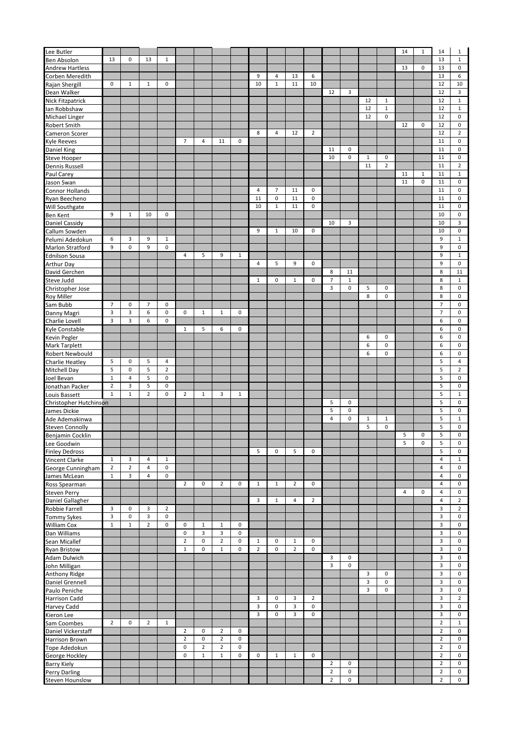| | | | | | | | | | | | | | | | | | | | | |
|---|---|---|---|---|---|---|---|---|---|---|---|---|---|---|---|---|---|---|---|---|
| Lee Butler | | | | | | | | | | | | | | | | | 14 | 1 | 14 | 1 |
| Ben Absolon | 13 | 0 | 13 | 1 | | | | | | | | | | | | | | | 13 | 1 |
| Andrew Hartless | | | | | | | | | | | | | | | | | 13 | 0 | 13 | 0 |
| Corben Meredith | | | | | | | | | 9 | 4 | 13 | 6 | | | | | | | 13 | 6 |
| Rajan Shergill | 0 | 1 | 1 | 0 | | | | | 10 | 1 | 11 | 10 | | | | | | | 12 | 10 |
| Dean Walker | | | | | | | | | | | | | 12 | 3 | | | | | 12 | 3 |
| Nick Fitzpatrick | | | | | | | | | | | | | | | 12 | 1 | | | 12 | 1 |
| Ian Robbshaw | | | | | | | | | | | | | | | 12 | 1 | | | 12 | 1 |
| Michael Linger | | | | | | | | | | | | | | | 12 | 0 | | | 12 | 0 |
| Robert Smith | | | | | | | | | | | | | | | | | 12 | 0 | 12 | 0 |
| Cameron Scorer | | | | | | | | | 8 | 4 | 12 | 2 | | | | | | | 12 | 2 |
| Kyle Reeves | | | | | 7 | 4 | 11 | 0 | | | | | | | | | | | 11 | 0 |
| Daniel King | | | | | | | | | | | | | 11 | 0 | | | | | 11 | 0 |
| Steve Hooper | | | | | | | | | | | | | 10 | 0 | 1 | 0 | | | 11 | 0 |
| Dennis Russell | | | | | | | | | | | | | | | 11 | 2 | | | 11 | 2 |
| Paul Carey | | | | | | | | | | | | | | | | | 11 | 1 | 11 | 1 |
| Jason Swan | | | | | | | | | | | | | | | | | 11 | 0 | 11 | 0 |
| Connor Hollands | | | | | | | | | 4 | 7 | 11 | 0 | | | | | | | 11 | 0 |
| Ryan Beecheno | | | | | | | | | 11 | 0 | 11 | 0 | | | | | | | 11 | 0 |
| Will Southgate | | | | | | | | | 10 | 1 | 11 | 0 | | | | | | | 11 | 0 |
| Ben Kent | 9 | 1 | 10 | 0 | | | | | | | | | | | | | | | 10 | 0 |
| Daniel Cassidy | | | | | | | | | | | | | 10 | 3 | | | | | 10 | 3 |
| Callum Sowden | | | | | | | | | 9 | 1 | 10 | 0 | | | | | | | 10 | 0 |
| Pelumi Adedokun | 6 | 3 | 9 | 1 | | | | | | | | | | | | | | | 9 | 1 |
| Marlon Stratford | 9 | 0 | 9 | 0 | | | | | | | | | | | | | | | 9 | 0 |
| Ednilson Sousa | | | | | 4 | 5 | 9 | 1 | | | | | | | | | | | 9 | 1 |
| Arthur Day | | | | | | | | | 4 | 5 | 9 | 0 | | | | | | | 9 | 0 |
| David Gerchen | | | | | | | | | | | | | 8 | 11 | | | | | 8 | 11 |
| Steve Judd | | | | | | | | | 1 | 0 | 1 | 0 | 7 | 1 | | | | | 8 | 1 |
| Christopher Jose | | | | | | | | | | | | | 3 | 0 | 5 | 0 | | | 8 | 0 |
| Roy Miller | | | | | | | | | | | | | | | 8 | 0 | | | 8 | 0 |
| Sam Bubb | 7 | 0 | 7 | 0 | | | | | | | | | | | | | | | 7 | 0 |
| Danny Magri | 3 | 3 | 6 | 0 | 0 | 1 | 1 | 0 | | | | | | | | | | | 7 | 0 |
| Charlie Lovell | 3 | 3 | 6 | 0 | | | | | | | | | | | | | | | 6 | 0 |
| Kyle Constable | | | | | 1 | 5 | 6 | 0 | | | | | | | | | | | 6 | 0 |
| Kevin Pegler | | | | | | | | | | | | | | | 6 | 0 | | | 6 | 0 |
| Mark Tarplett | | | | | | | | | | | | | | | 6 | 0 | | | 6 | 0 |
| Robert Newbould | | | | | | | | | | | | | | | 6 | 0 | | | 6 | 0 |
| Charlie Heatley | 5 | 0 | 5 | 4 | | | | | | | | | | | | | | | 5 | 4 |
| Mitchell Day | 5 | 0 | 5 | 2 | | | | | | | | | | | | | | | 5 | 2 |
| Joel Bevan | 1 | 4 | 5 | 0 | | | | | | | | | | | | | | | 5 | 0 |
| Jonathan Packer | 2 | 3 | 5 | 0 | | | | | | | | | | | | | | | 5 | 0 |
| Louis Bassett | 1 | 1 | 2 | 0 | 2 | 1 | 3 | 1 | | | | | | | | | | | 5 | 1 |
| Christopher Hutchinson | | | | | | | | | | | | | 5 | 0 | | | | | 5 | 0 |
| James Dickie | | | | | | | | | | | | | 5 | 0 | | | | | 5 | 0 |
| Ade Ademakinwa | | | | | | | | | | | | | 4 | 0 | 1 | 1 | | | 5 | 1 |
| Steven Connolly | | | | | | | | | | | | | | | 5 | 0 | | | 5 | 0 |
| Benjamin Cocklin | | | | | | | | | | | | | | | | | 5 | 0 | 5 | 0 |
| Lee Goodwin | | | | | | | | | | | | | | | | | 5 | 0 | 5 | 0 |
| Finley Dedross | | | | | | | | | 5 | 0 | 5 | 0 | | | | | | | 5 | 0 |
| Vincent Clarke | 1 | 3 | 4 | 1 | | | | | | | | | | | | | | | 4 | 1 |
| George Cunningham | 2 | 2 | 4 | 0 | | | | | | | | | | | | | | | 4 | 0 |
| James McLean | 1 | 3 | 4 | 0 | | | | | | | | | | | | | | | 4 | 0 |
| Ross Spearman | | | | | 2 | 0 | 2 | 0 | 1 | 1 | 2 | 0 | | | | | | | 4 | 0 |
| Steven Perry | | | | | | | | | | | | | | | | | 4 | 0 | 4 | 0 |
| Daniel Gallagher | | | | | | | | | 3 | 1 | 4 | 2 | | | | | | | 4 | 2 |
| Robbie Farrell | 3 | 0 | 3 | 2 | | | | | | | | | | | | | | | 3 | 2 |
| Tommy Sykes | 3 | 0 | 3 | 0 | | | | | | | | | | | | | | | 3 | 0 |
| William Cox | 1 | 1 | 2 | 0 | 0 | 1 | 1 | 0 | | | | | | | | | | | 3 | 0 |
| Dan Williams | | | | | 0 | 3 | 3 | 0 | | | | | | | | | | | 3 | 0 |
| Sean Micallef | | | | | 2 | 0 | 2 | 0 | 1 | 0 | 1 | 0 | | | | | | | 3 | 0 |
| Ryan Bristow | | | | | 1 | 0 | 1 | 0 | 2 | 0 | 2 | 0 | | | | | | | 3 | 0 |
| Adam Dulwich | | | | | | | | | | | | | 3 | 0 | | | | | 3 | 0 |
| John Milligan | | | | | | | | | | | | | 3 | 0 | | | | | 3 | 0 |
| Anthony Ridge | | | | | | | | | | | | | | | 3 | 0 | | | 3 | 0 |
| Daniel Grennell | | | | | | | | | | | | | | | 3 | 0 | | | 3 | 0 |
| Paulo Peniche | | | | | | | | | | | | | | | 3 | 0 | | | 3 | 0 |
| Harrison Cadd | | | | | | | | | 3 | 0 | 3 | 2 | | | | | | | 3 | 2 |
| Harvey Cadd | | | | | | | | | 3 | 0 | 3 | 0 | | | | | | | 3 | 0 |
| Kieron Lee | | | | | | | | | 3 | 0 | 3 | 0 | | | | | | | 3 | 0 |
| Sam Coombes | 2 | 0 | 2 | 1 | | | | | | | | | | | | | | | 2 | 1 |
| Daniel Vickerstaff | | | | | 2 | 0 | 2 | 0 | | | | | | | | | | | 2 | 0 |
| Harrison Brown | | | | | 2 | 0 | 2 | 0 | | | | | | | | | | | 2 | 0 |
| Tope Adedokun | | | | | 0 | 2 | 2 | 0 | | | | | | | | | | | 2 | 0 |
| George Hockley | | | | | 0 | 1 | 1 | 0 | 0 | 1 | 1 | 0 | | | | | | | 2 | 0 |
| Barry Kiely | | | | | | | | | | | | | 2 | 0 | | | | | 2 | 0 |
| Perry Darling | | | | | | | | | | | | | 2 | 0 | | | | | 2 | 0 |
| Steven Hounslow | | | | | | | | | | | | | 2 | 0 | | | | | 2 | 0 |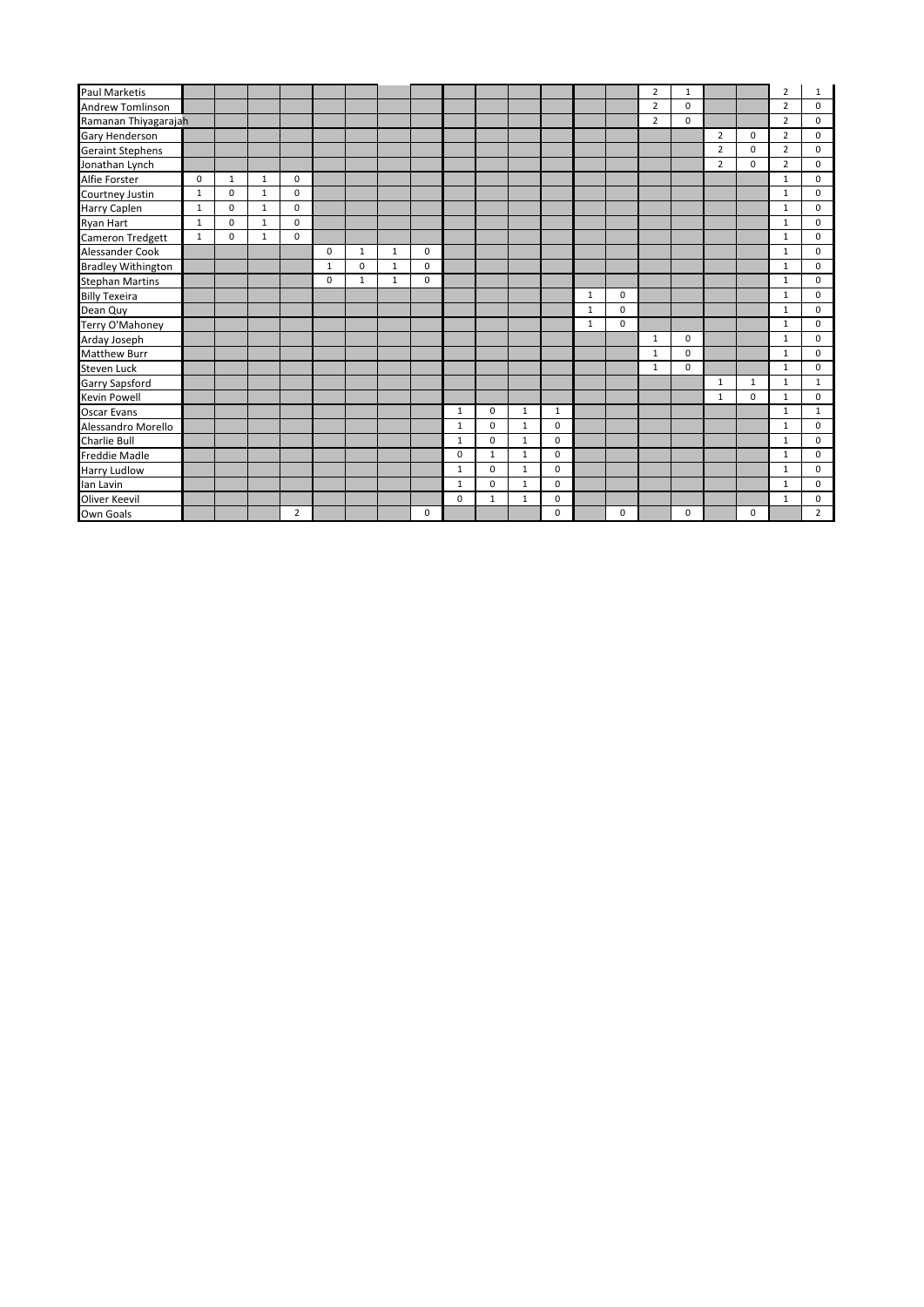| | | | | | | | | | | | | | | | | | | | | |
|---|---|---|---|---|---|---|---|---|---|---|---|---|---|---|---|---|---|---|---|---|
| Paul Marketis | | | | | | | | | | | | | | | 2 | 1 | | | 2 | 1 |
| Andrew Tomlinson | | | | | | | | | | | | | | | 2 | 0 | | | 2 | 0 |
| Ramanan Thiyagarajah | | | | | | | | | | | | | | | 2 | 0 | | | 2 | 0 |
| Gary Henderson | | | | | | | | | | | | | | | | | 2 | 0 | 2 | 0 |
| Geraint Stephens | | | | | | | | | | | | | | | | | 2 | 0 | 2 | 0 |
| Jonathan Lynch | | | | | | | | | | | | | | | | | 2 | 0 | 2 | 0 |
| Alfie Forster | 0 | 1 | 1 | 0 | | | | | | | | | | | | | | | 1 | 0 |
| Courtney Justin | 1 | 0 | 1 | 0 | | | | | | | | | | | | | | | 1 | 0 |
| Harry Caplen | 1 | 0 | 1 | 0 | | | | | | | | | | | | | | | 1 | 0 |
| Ryan Hart | 1 | 0 | 1 | 0 | | | | | | | | | | | | | | | 1 | 0 |
| Cameron Tredgett | 1 | 0 | 1 | 0 | | | | | | | | | | | | | | | 1 | 0 |
| Alessander Cook | | | | | 0 | 1 | 1 | 0 | | | | | | | | | | | 1 | 0 |
| Bradley Withington | | | | | 1 | 0 | 1 | 0 | | | | | | | | | | | 1 | 0 |
| Stephan Martins | | | | | 0 | 1 | 1 | 0 | | | | | | | | | | | 1 | 0 |
| Billy Texeira | | | | | | | | | | | | | 1 | 0 | | | | | 1 | 0 |
| Dean Quy | | | | | | | | | | | | | 1 | 0 | | | | | 1 | 0 |
| Terry O'Mahoney | | | | | | | | | | | | | 1 | 0 | | | | | 1 | 0 |
| Arday Joseph | | | | | | | | | | | | | | | 1 | 0 | | | 1 | 0 |
| Matthew Burr | | | | | | | | | | | | | | | 1 | 0 | | | 1 | 0 |
| Steven Luck | | | | | | | | | | | | | | | 1 | 0 | | | 1 | 0 |
| Garry Sapsford | | | | | | | | | | | | | | | | | 1 | 1 | 1 | 1 |
| Kevin Powell | | | | | | | | | | | | | | | | | 1 | 0 | 1 | 0 |
| Oscar Evans | | | | | | | | | 1 | 0 | 1 | 1 | | | | | | | 1 | 1 |
| Alessandro Morello | | | | | | | | | 1 | 0 | 1 | 0 | | | | | | | 1 | 0 |
| Charlie Bull | | | | | | | | | 1 | 0 | 1 | 0 | | | | | | | 1 | 0 |
| Freddie Madle | | | | | | | | | 0 | 1 | 1 | 0 | | | | | | | 1 | 0 |
| Harry Ludlow | | | | | | | | | 1 | 0 | 1 | 0 | | | | | | | 1 | 0 |
| Ian Lavin | | | | | | | | | 1 | 0 | 1 | 0 | | | | | | | 1 | 0 |
| Oliver Keevil | | | | | | | | | 0 | 1 | 1 | 0 | | | | | | | 1 | 0 |
| Own Goals | | | | 2 | | | | 0 | | | | 0 | | 0 | | 0 | | 0 | | 2 |